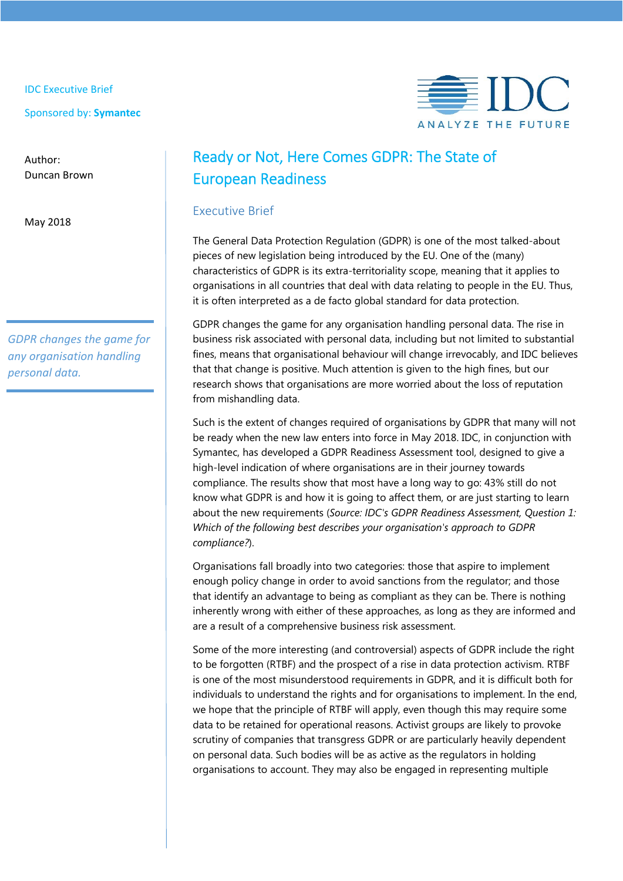IDC Executive Brief

Sponsored by: **Symantec**

Author:
Duncan Brown

May 2018

# Ready or Not, Here Comes GDPR: The State of European Readiness

## Executive Brief

The General Data Protection Regulation (GDPR) is one of the most talked-about pieces of new legislation being introduced by the EU. One of the (many) characteristics of GDPR is its extra-territoriality scope, meaning that it applies to organisations in all countries that deal with data relating to people in the EU. Thus, it is often interpreted as a de facto global standard for data protection.

*GDPR changes the game for any organisation handling personal data.*

GDPR changes the game for any organisation handling personal data. The rise in business risk associated with personal data, including but not limited to substantial fines, means that organisational behaviour will change irrevocably, and IDC believes that that change is positive. Much attention is given to the high fines, but our research shows that organisations are more worried about the loss of reputation from mishandling data.

Such is the extent of changes required of organisations by GDPR that many will not be ready when the new law enters into force in May 2018. IDC, in conjunction with Symantec, has developed a GDPR Readiness Assessment tool, designed to give a high-level indication of where organisations are in their journey towards compliance. The results show that most have a long way to go: 43% still do not know what GDPR is and how it is going to affect them, or are just starting to learn about the new requirements (*Source: IDC's GDPR Readiness Assessment, Question 1: Which of the following best describes your organisation's approach to GDPR compliance?*).

Organisations fall broadly into two categories: those that aspire to implement enough policy change in order to avoid sanctions from the regulator; and those that identify an advantage to being as compliant as they can be. There is nothing inherently wrong with either of these approaches, as long as they are informed and are a result of a comprehensive business risk assessment.

Some of the more interesting (and controversial) aspects of GDPR include the right to be forgotten (RTBF) and the prospect of a rise in data protection activism. RTBF is one of the most misunderstood requirements in GDPR, and it is difficult both for individuals to understand the rights and for organisations to implement. In the end, we hope that the principle of RTBF will apply, even though this may require some data to be retained for operational reasons. Activist groups are likely to provoke scrutiny of companies that transgress GDPR or are particularly heavily dependent on personal data. Such bodies will be as active as the regulators in holding organisations to account. They may also be engaged in representing multiple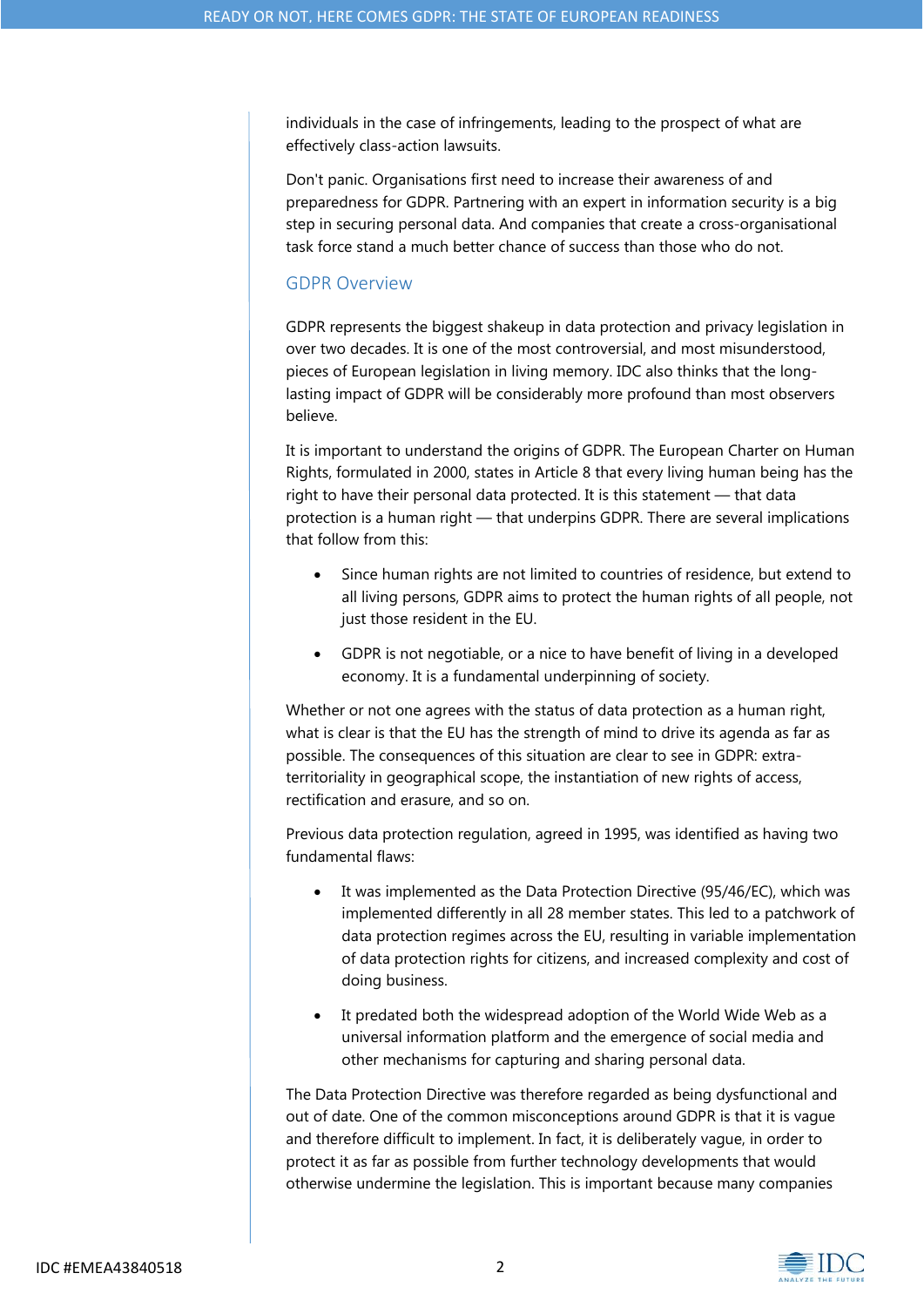individuals in the case of infringements, leading to the prospect of what are effectively class-action lawsuits.

Don't panic. Organisations first need to increase their awareness of and preparedness for GDPR. Partnering with an expert in information security is a big step in securing personal data. And companies that create a cross-organisational task force stand a much better chance of success than those who do not.

## GDPR Overview

GDPR represents the biggest shakeup in data protection and privacy legislation in over two decades. It is one of the most controversial, and most misunderstood, pieces of European legislation in living memory. IDC also thinks that the long-lasting impact of GDPR will be considerably more profound than most observers believe.

It is important to understand the origins of GDPR. The European Charter on Human Rights, formulated in 2000, states in Article 8 that every living human being has the right to have their personal data protected. It is this statement — that data protection is a human right — that underpins GDPR. There are several implications that follow from this:

- Since human rights are not limited to countries of residence, but extend to all living persons, GDPR aims to protect the human rights of all people, not just those resident in the EU.
- GDPR is not negotiable, or a nice to have benefit of living in a developed economy. It is a fundamental underpinning of society.

Whether or not one agrees with the status of data protection as a human right, what is clear is that the EU has the strength of mind to drive its agenda as far as possible. The consequences of this situation are clear to see in GDPR: extra-territoriality in geographical scope, the instantiation of new rights of access, rectification and erasure, and so on.

Previous data protection regulation, agreed in 1995, was identified as having two fundamental flaws:

- It was implemented as the Data Protection Directive (95/46/EC), which was implemented differently in all 28 member states. This led to a patchwork of data protection regimes across the EU, resulting in variable implementation of data protection rights for citizens, and increased complexity and cost of doing business.
- It predated both the widespread adoption of the World Wide Web as a universal information platform and the emergence of social media and other mechanisms for capturing and sharing personal data.

The Data Protection Directive was therefore regarded as being dysfunctional and out of date. One of the common misconceptions around GDPR is that it is vague and therefore difficult to implement. In fact, it is deliberately vague, in order to protect it as far as possible from further technology developments that would otherwise undermine the legislation. This is important because many companies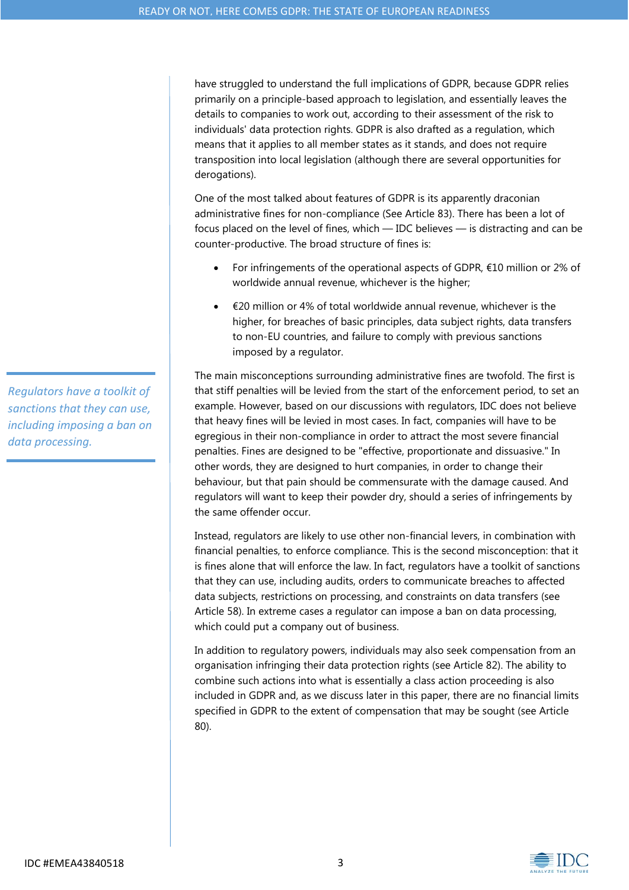have struggled to understand the full implications of GDPR, because GDPR relies primarily on a principle-based approach to legislation, and essentially leaves the details to companies to work out, according to their assessment of the risk to individuals' data protection rights. GDPR is also drafted as a regulation, which means that it applies to all member states as it stands, and does not require transposition into local legislation (although there are several opportunities for derogations).

One of the most talked about features of GDPR is its apparently draconian administrative fines for non-compliance (See Article 83). There has been a lot of focus placed on the level of fines, which — IDC believes — is distracting and can be counter-productive. The broad structure of fines is:

- For infringements of the operational aspects of GDPR, €10 million or 2% of worldwide annual revenue, whichever is the higher;
- €20 million or 4% of total worldwide annual revenue, whichever is the higher, for breaches of basic principles, data subject rights, data transfers to non-EU countries, and failure to comply with previous sanctions imposed by a regulator.

*Regulators have a toolkit of sanctions that they can use, including imposing a ban on data processing.*

The main misconceptions surrounding administrative fines are twofold. The first is that stiff penalties will be levied from the start of the enforcement period, to set an example. However, based on our discussions with regulators, IDC does not believe that heavy fines will be levied in most cases. In fact, companies will have to be egregious in their non-compliance in order to attract the most severe financial penalties. Fines are designed to be "effective, proportionate and dissuasive." In other words, they are designed to hurt companies, in order to change their behaviour, but that pain should be commensurate with the damage caused. And regulators will want to keep their powder dry, should a series of infringements by the same offender occur.

Instead, regulators are likely to use other non-financial levers, in combination with financial penalties, to enforce compliance. This is the second misconception: that it is fines alone that will enforce the law. In fact, regulators have a toolkit of sanctions that they can use, including audits, orders to communicate breaches to affected data subjects, restrictions on processing, and constraints on data transfers (see Article 58). In extreme cases a regulator can impose a ban on data processing, which could put a company out of business.

In addition to regulatory powers, individuals may also seek compensation from an organisation infringing their data protection rights (see Article 82). The ability to combine such actions into what is essentially a class action proceeding is also included in GDPR and, as we discuss later in this paper, there are no financial limits specified in GDPR to the extent of compensation that may be sought (see Article 80).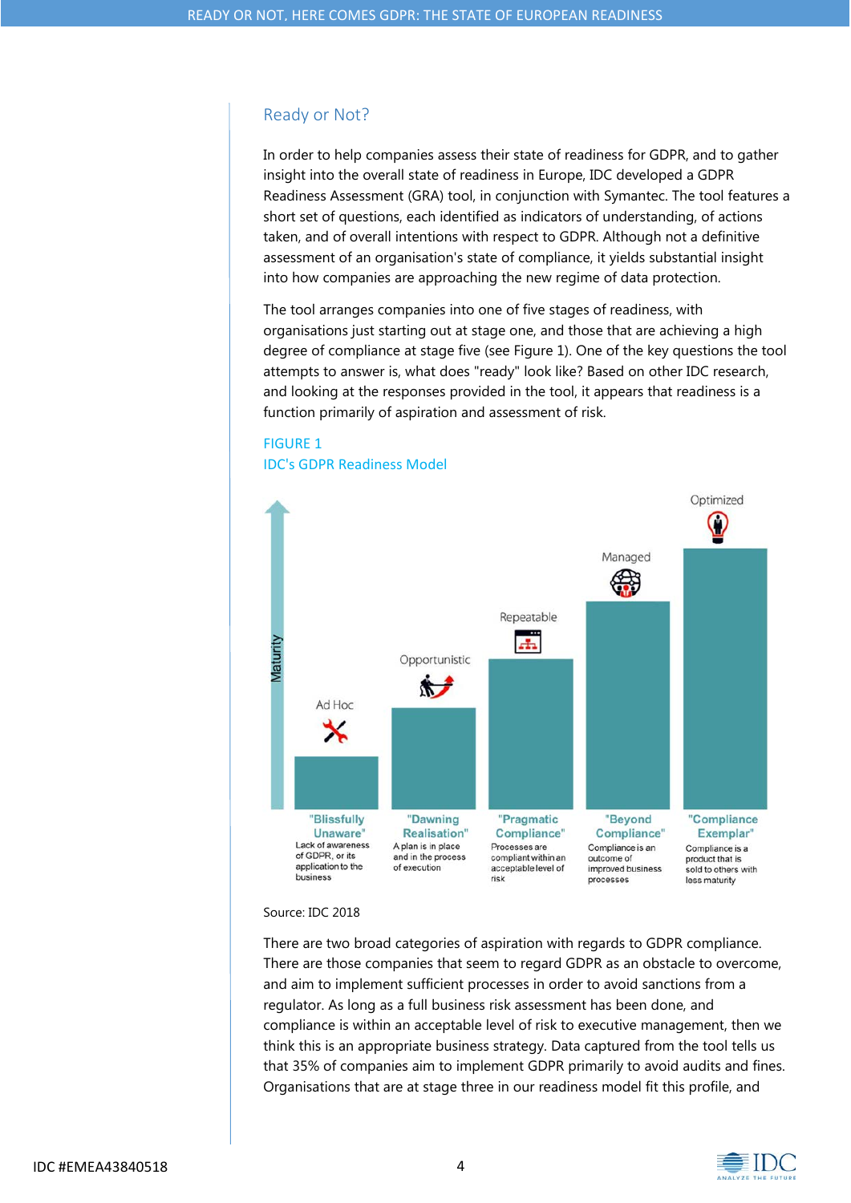## Ready or Not?

In order to help companies assess their state of readiness for GDPR, and to gather insight into the overall state of readiness in Europe, IDC developed a GDPR Readiness Assessment (GRA) tool, in conjunction with Symantec. The tool features a short set of questions, each identified as indicators of understanding, of actions taken, and of overall intentions with respect to GDPR. Although not a definitive assessment of an organisation's state of compliance, it yields substantial insight into how companies are approaching the new regime of data protection.

The tool arranges companies into one of five stages of readiness, with organisations just starting out at stage one, and those that are achieving a high degree of compliance at stage five (see Figure 1). One of the key questions the tool attempts to answer is, what does "ready" look like? Based on other IDC research, and looking at the responses provided in the tool, it appears that readiness is a function primarily of aspiration and assessment of risk.

FIGURE 1

IDC's GDPR Readiness Model

| Maturity | Ad Hoc | Opportunistic | Repeatable | Managed | Optimized |
|---|---|---|---|---|---|
| Stage | "Blissfully Unaware" | "Dawning Realisation" | "Pragmatic Compliance" | "Beyond Compliance" | "Compliance Exemplar" |
| Description | Lack of awareness of GDPR, or its application to the business | A plan is in place and in the process of execution | Processes are compliant within an acceptable level of risk | Compliance is an outcome of improved business processes | Compliance is a product that is sold to others with less maturity |

Source: IDC 2018

There are two broad categories of aspiration with regards to GDPR compliance. There are those companies that seem to regard GDPR as an obstacle to overcome, and aim to implement sufficient processes in order to avoid sanctions from a regulator. As long as a full business risk assessment has been done, and compliance is within an acceptable level of risk to executive management, then we think this is an appropriate business strategy. Data captured from the tool tells us that 35% of companies aim to implement GDPR primarily to avoid audits and fines. Organisations that are at stage three in our readiness model fit this profile, and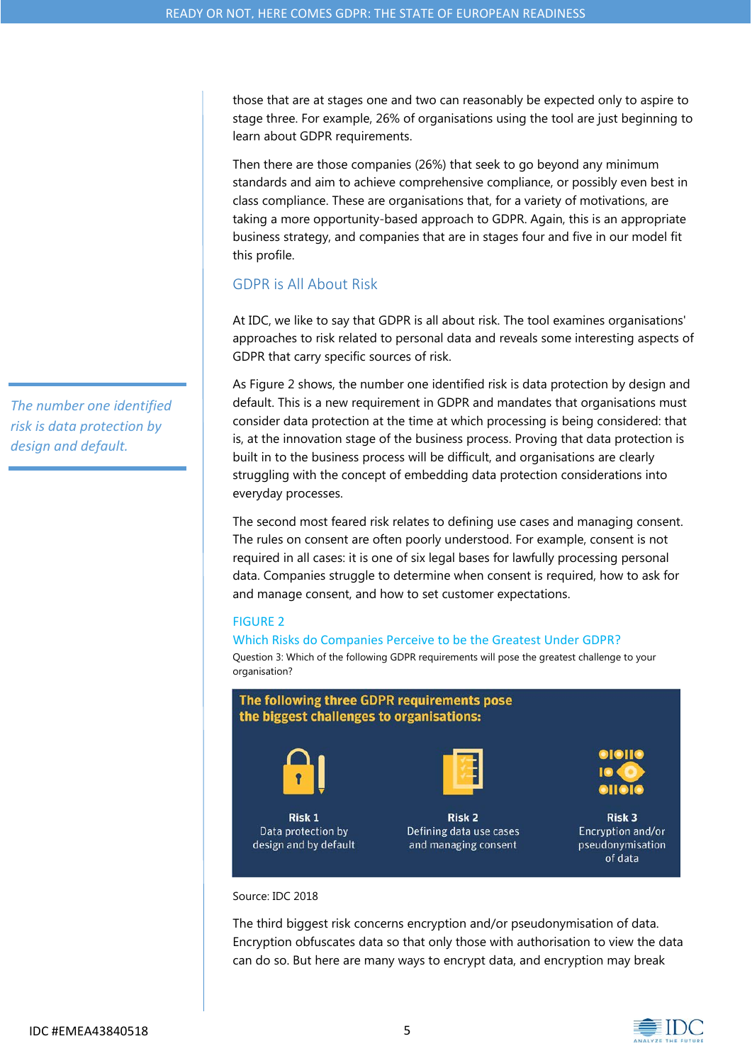those that are at stages one and two can reasonably be expected only to aspire to stage three. For example, 26% of organisations using the tool are just beginning to learn about GDPR requirements.

Then there are those companies (26%) that seek to go beyond any minimum standards and aim to achieve comprehensive compliance, or possibly even best in class compliance. These are organisations that, for a variety of motivations, are taking a more opportunity-based approach to GDPR. Again, this is an appropriate business strategy, and companies that are in stages four and five in our model fit this profile.

## GDPR is All About Risk

At IDC, we like to say that GDPR is all about risk. The tool examines organisations' approaches to risk related to personal data and reveals some interesting aspects of GDPR that carry specific sources of risk.

*The number one identified risk is data protection by design and default.*

As Figure 2 shows, the number one identified risk is data protection by design and default. This is a new requirement in GDPR and mandates that organisations must consider data protection at the time at which processing is being considered: that is, at the innovation stage of the business process. Proving that data protection is built in to the business process will be difficult, and organisations are clearly struggling with the concept of embedding data protection considerations into everyday processes.

The second most feared risk relates to defining use cases and managing consent. The rules on consent are often poorly understood. For example, consent is not required in all cases: it is one of six legal bases for lawfully processing personal data. Companies struggle to determine when consent is required, how to ask for and manage consent, and how to set customer expectations.

FIGURE 2

Which Risks do Companies Perceive to be the Greatest Under GDPR?

Question 3: Which of the following GDPR requirements will pose the greatest challenge to your organisation?

**The following three GDPR requirements pose the biggest challenges to organisations:**

**Risk 1**
Data protection by design and by default

**Risk 2**
Defining data use cases and managing consent

**Risk 3**
Encryption and/or pseudonymisation of data

Source: IDC 2018

The third biggest risk concerns encryption and/or pseudonymisation of data. Encryption obfuscates data so that only those with authorisation to view the data can do so. But here are many ways to encrypt data, and encryption may break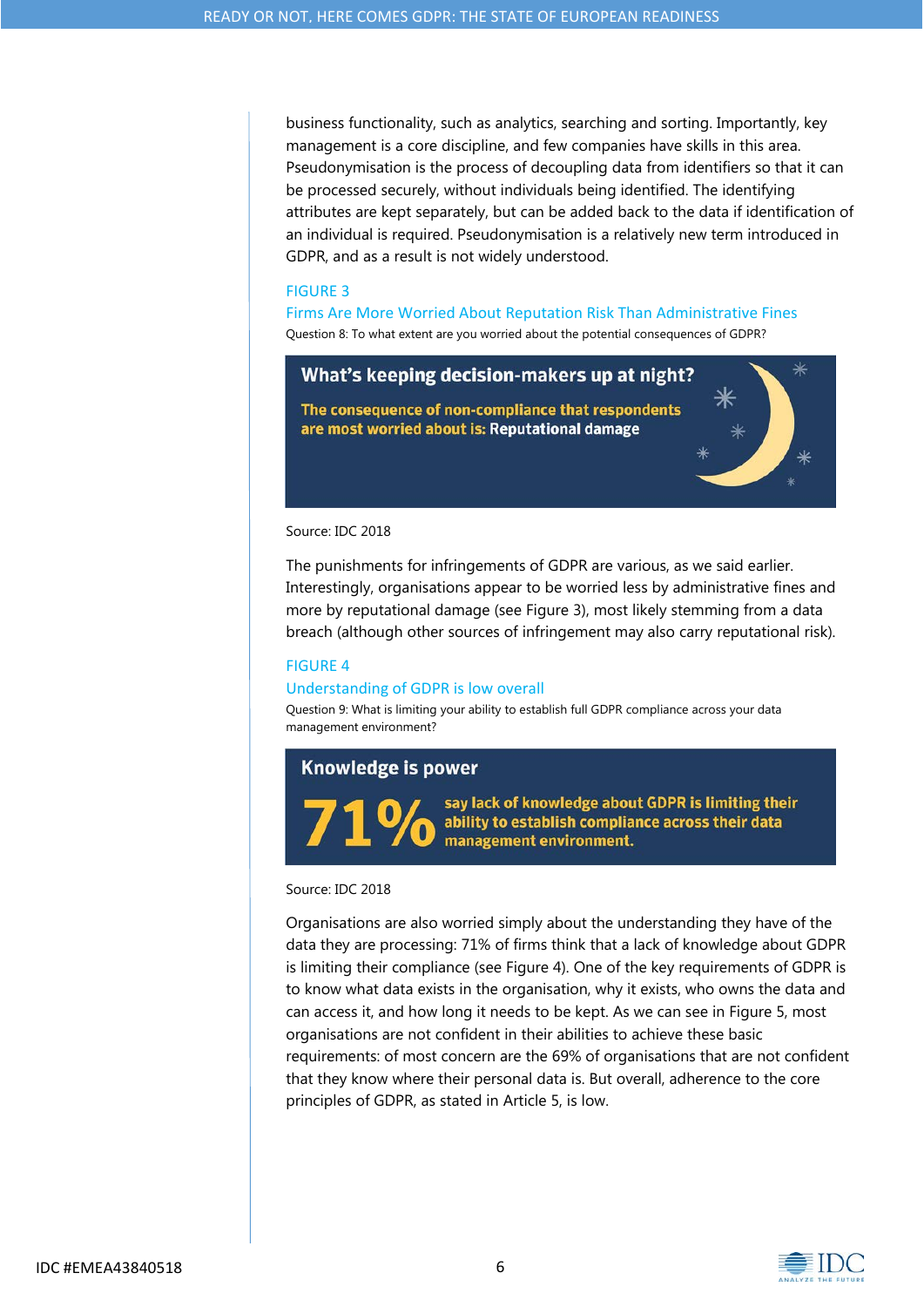business functionality, such as analytics, searching and sorting. Importantly, key management is a core discipline, and few companies have skills in this area. Pseudonymisation is the process of decoupling data from identifiers so that it can be processed securely, without individuals being identified. The identifying attributes are kept separately, but can be added back to the data if identification of an individual is required. Pseudonymisation is a relatively new term introduced in GDPR, and as a result is not widely understood.

FIGURE 3

Firms Are More Worried About Reputation Risk Than Administrative Fines

Question 8: To what extent are you worried about the potential consequences of GDPR?

**What's keeping decision-makers up at night?**

**The consequence of non-compliance that respondents are most worried about is: Reputational damage**

Source: IDC 2018

The punishments for infringements of GDPR are various, as we said earlier. Interestingly, organisations appear to be worried less by administrative fines and more by reputational damage (see Figure 3), most likely stemming from a data breach (although other sources of infringement may also carry reputational risk).

FIGURE 4

Understanding of GDPR is low overall

Question 9: What is limiting your ability to establish full GDPR compliance across your data management environment?

**Knowledge is power**

**71%** **say lack of knowledge about GDPR is limiting their ability to establish compliance across their data management environment.**

Source: IDC 2018

Organisations are also worried simply about the understanding they have of the data they are processing: 71% of firms think that a lack of knowledge about GDPR is limiting their compliance (see Figure 4). One of the key requirements of GDPR is to know what data exists in the organisation, why it exists, who owns the data and can access it, and how long it needs to be kept. As we can see in Figure 5, most organisations are not confident in their abilities to achieve these basic requirements: of most concern are the 69% of organisations that are not confident that they know where their personal data is. But overall, adherence to the core principles of GDPR, as stated in Article 5, is low.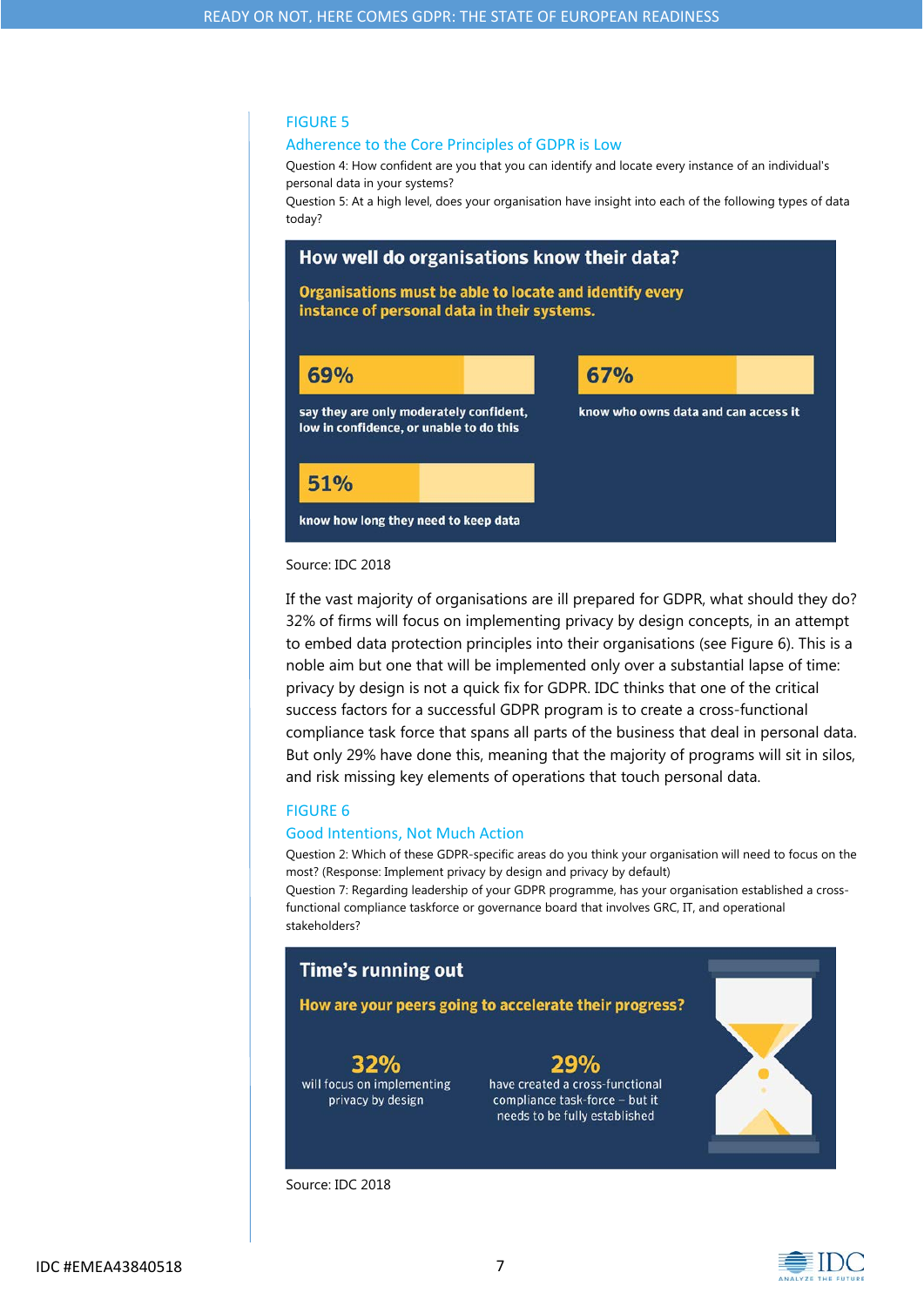FIGURE 5

Adherence to the Core Principles of GDPR is Low

Question 4: How confident are you that you can identify and locate every instance of an individual's personal data in your systems?

Question 5: At a high level, does your organisation have insight into each of the following types of data today?

**How well do organisations know their data?**

**Organisations must be able to locate and identify every instance of personal data in their systems.**

**69%** say they are only moderately confident, low in confidence, or unable to do this

**67%** know who owns data and can access it

**51%** know how long they need to keep data

Source: IDC 2018

If the vast majority of organisations are ill prepared for GDPR, what should they do? 32% of firms will focus on implementing privacy by design concepts, in an attempt to embed data protection principles into their organisations (see Figure 6). This is a noble aim but one that will be implemented only over a substantial lapse of time: privacy by design is not a quick fix for GDPR. IDC thinks that one of the critical success factors for a successful GDPR program is to create a cross-functional compliance task force that spans all parts of the business that deal in personal data. But only 29% have done this, meaning that the majority of programs will sit in silos, and risk missing key elements of operations that touch personal data.

FIGURE 6

Good Intentions, Not Much Action

Question 2: Which of these GDPR-specific areas do you think your organisation will need to focus on the most? (Response: Implement privacy by design and privacy by default)

Question 7: Regarding leadership of your GDPR programme, has your organisation established a cross-functional compliance taskforce or governance board that involves GRC, IT, and operational stakeholders?

**Time's running out**

**How are your peers going to accelerate their progress?**

**32%** will focus on implementing privacy by design

**29%** have created a cross-functional compliance task-force – but it needs to be fully established

Source: IDC 2018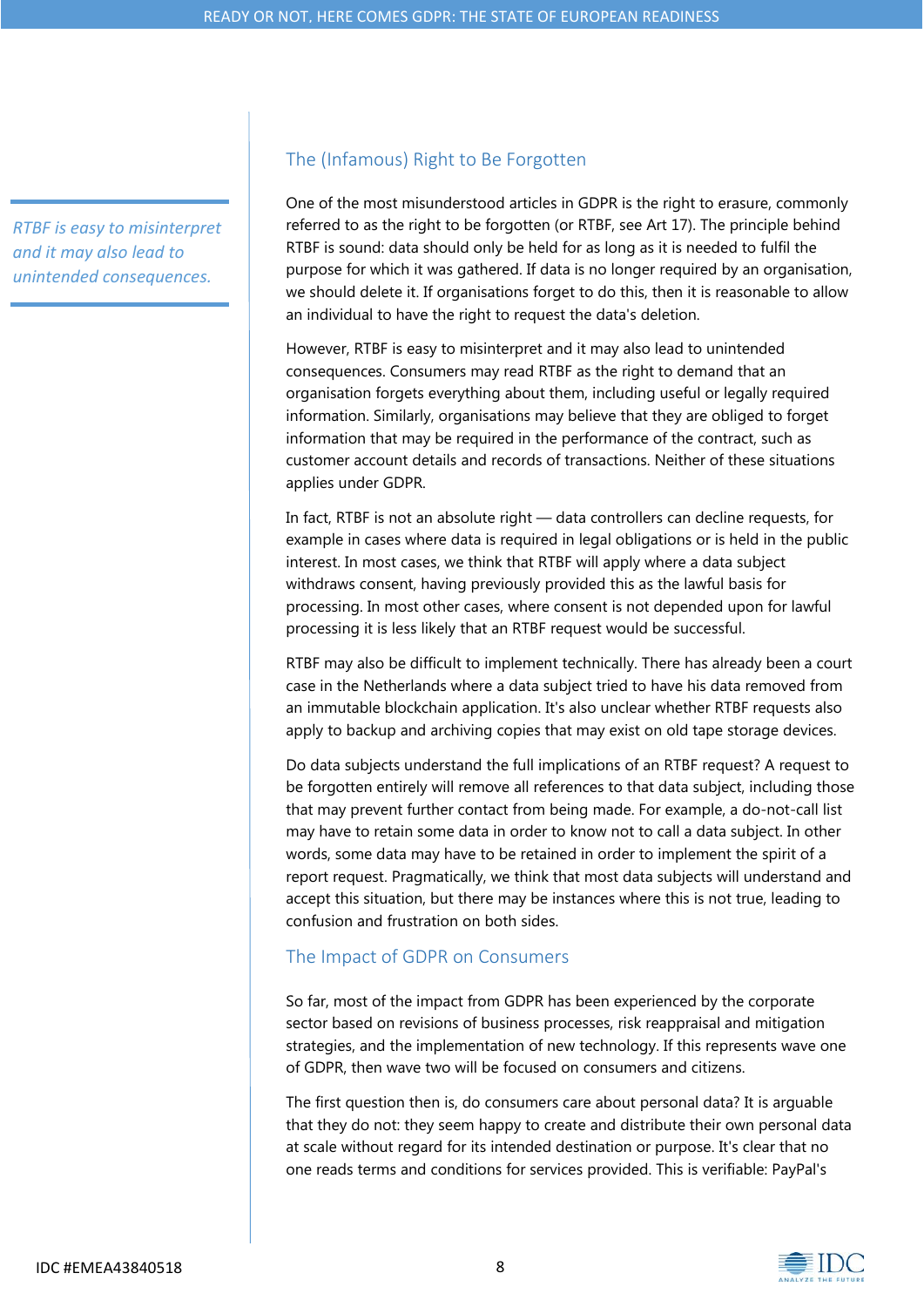## The (Infamous) Right to Be Forgotten

*RTBF is easy to misinterpret and it may also lead to unintended consequences.*

One of the most misunderstood articles in GDPR is the right to erasure, commonly referred to as the right to be forgotten (or RTBF, see Art 17). The principle behind RTBF is sound: data should only be held for as long as it is needed to fulfil the purpose for which it was gathered. If data is no longer required by an organisation, we should delete it. If organisations forget to do this, then it is reasonable to allow an individual to have the right to request the data's deletion.

However, RTBF is easy to misinterpret and it may also lead to unintended consequences. Consumers may read RTBF as the right to demand that an organisation forgets everything about them, including useful or legally required information. Similarly, organisations may believe that they are obliged to forget information that may be required in the performance of the contract, such as customer account details and records of transactions. Neither of these situations applies under GDPR.

In fact, RTBF is not an absolute right — data controllers can decline requests, for example in cases where data is required in legal obligations or is held in the public interest. In most cases, we think that RTBF will apply where a data subject withdraws consent, having previously provided this as the lawful basis for processing. In most other cases, where consent is not depended upon for lawful processing it is less likely that an RTBF request would be successful.

RTBF may also be difficult to implement technically. There has already been a court case in the Netherlands where a data subject tried to have his data removed from an immutable blockchain application. It's also unclear whether RTBF requests also apply to backup and archiving copies that may exist on old tape storage devices.

Do data subjects understand the full implications of an RTBF request? A request to be forgotten entirely will remove all references to that data subject, including those that may prevent further contact from being made. For example, a do-not-call list may have to retain some data in order to know not to call a data subject. In other words, some data may have to be retained in order to implement the spirit of a report request. Pragmatically, we think that most data subjects will understand and accept this situation, but there may be instances where this is not true, leading to confusion and frustration on both sides.

## The Impact of GDPR on Consumers

So far, most of the impact from GDPR has been experienced by the corporate sector based on revisions of business processes, risk reappraisal and mitigation strategies, and the implementation of new technology. If this represents wave one of GDPR, then wave two will be focused on consumers and citizens.

The first question then is, do consumers care about personal data? It is arguable that they do not: they seem happy to create and distribute their own personal data at scale without regard for its intended destination or purpose. It's clear that no one reads terms and conditions for services provided. This is verifiable: PayPal's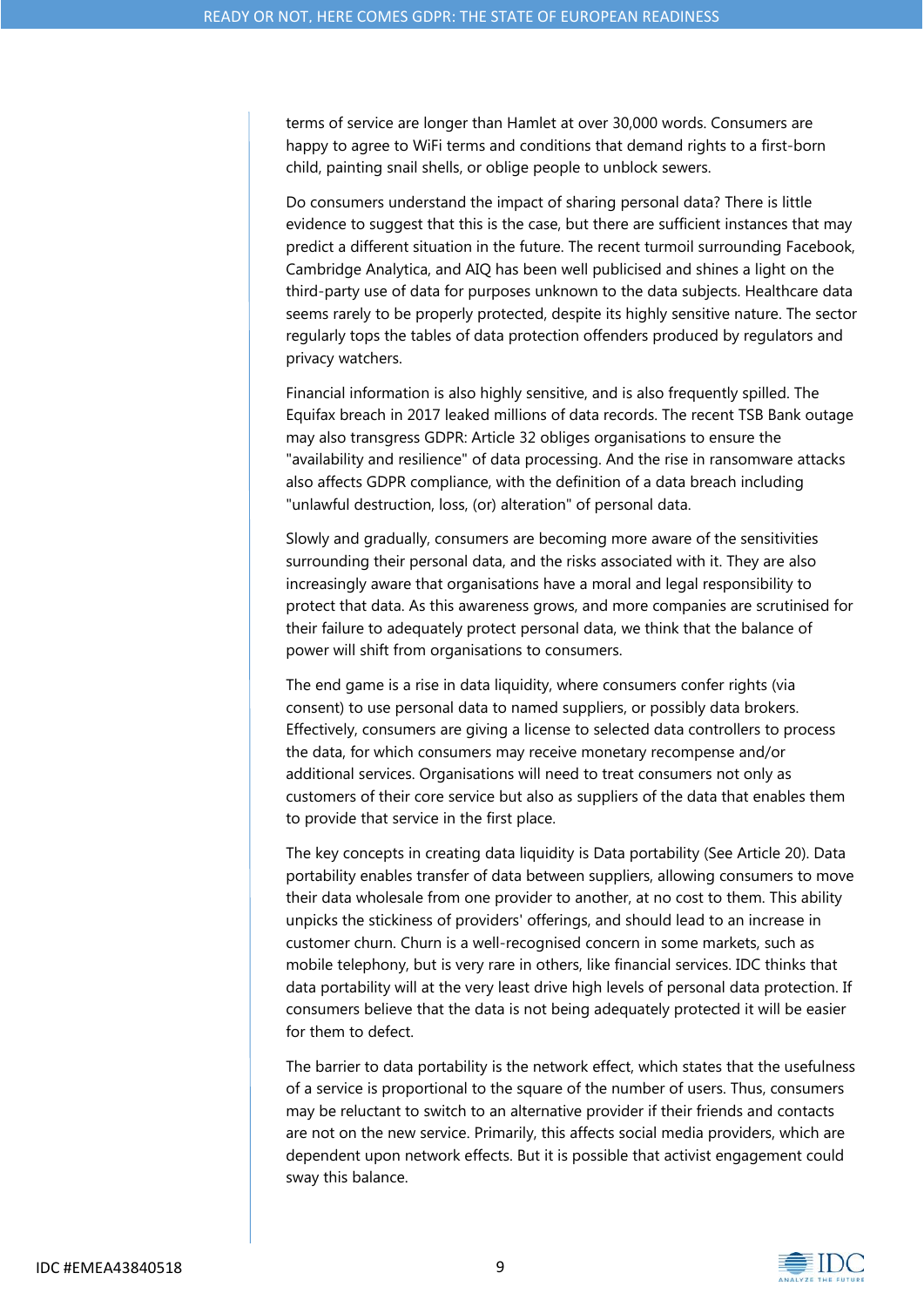terms of service are longer than Hamlet at over 30,000 words. Consumers are happy to agree to WiFi terms and conditions that demand rights to a first-born child, painting snail shells, or oblige people to unblock sewers.

Do consumers understand the impact of sharing personal data? There is little evidence to suggest that this is the case, but there are sufficient instances that may predict a different situation in the future. The recent turmoil surrounding Facebook, Cambridge Analytica, and AIQ has been well publicised and shines a light on the third-party use of data for purposes unknown to the data subjects. Healthcare data seems rarely to be properly protected, despite its highly sensitive nature. The sector regularly tops the tables of data protection offenders produced by regulators and privacy watchers.

Financial information is also highly sensitive, and is also frequently spilled. The Equifax breach in 2017 leaked millions of data records. The recent TSB Bank outage may also transgress GDPR: Article 32 obliges organisations to ensure the "availability and resilience" of data processing. And the rise in ransomware attacks also affects GDPR compliance, with the definition of a data breach including "unlawful destruction, loss, (or) alteration" of personal data.

Slowly and gradually, consumers are becoming more aware of the sensitivities surrounding their personal data, and the risks associated with it. They are also increasingly aware that organisations have a moral and legal responsibility to protect that data. As this awareness grows, and more companies are scrutinised for their failure to adequately protect personal data, we think that the balance of power will shift from organisations to consumers.

The end game is a rise in data liquidity, where consumers confer rights (via consent) to use personal data to named suppliers, or possibly data brokers. Effectively, consumers are giving a license to selected data controllers to process the data, for which consumers may receive monetary recompense and/or additional services. Organisations will need to treat consumers not only as customers of their core service but also as suppliers of the data that enables them to provide that service in the first place.

The key concepts in creating data liquidity is Data portability (See Article 20). Data portability enables transfer of data between suppliers, allowing consumers to move their data wholesale from one provider to another, at no cost to them. This ability unpicks the stickiness of providers' offerings, and should lead to an increase in customer churn. Churn is a well-recognised concern in some markets, such as mobile telephony, but is very rare in others, like financial services. IDC thinks that data portability will at the very least drive high levels of personal data protection. If consumers believe that the data is not being adequately protected it will be easier for them to defect.

The barrier to data portability is the network effect, which states that the usefulness of a service is proportional to the square of the number of users. Thus, consumers may be reluctant to switch to an alternative provider if their friends and contacts are not on the new service. Primarily, this affects social media providers, which are dependent upon network effects. But it is possible that activist engagement could sway this balance.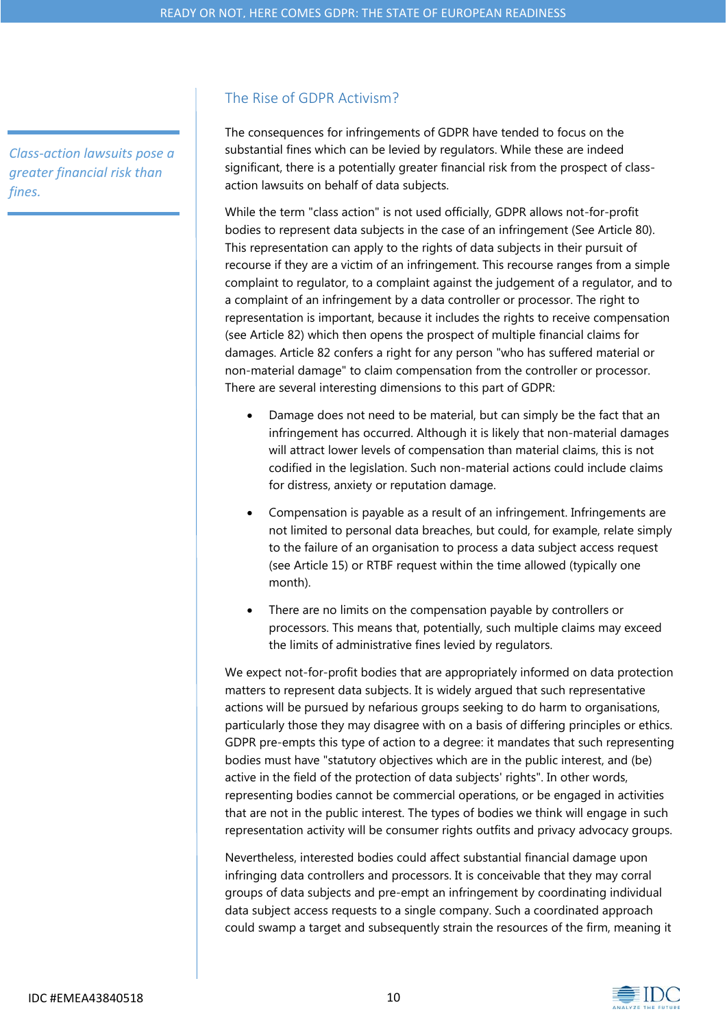## The Rise of GDPR Activism?

*Class-action lawsuits pose a greater financial risk than fines.*

The consequences for infringements of GDPR have tended to focus on the substantial fines which can be levied by regulators. While these are indeed significant, there is a potentially greater financial risk from the prospect of class-action lawsuits on behalf of data subjects.

While the term "class action" is not used officially, GDPR allows not-for-profit bodies to represent data subjects in the case of an infringement (See Article 80). This representation can apply to the rights of data subjects in their pursuit of recourse if they are a victim of an infringement. This recourse ranges from a simple complaint to regulator, to a complaint against the judgement of a regulator, and to a complaint of an infringement by a data controller or processor. The right to representation is important, because it includes the rights to receive compensation (see Article 82) which then opens the prospect of multiple financial claims for damages. Article 82 confers a right for any person "who has suffered material or non-material damage" to claim compensation from the controller or processor. There are several interesting dimensions to this part of GDPR:

- Damage does not need to be material, but can simply be the fact that an infringement has occurred. Although it is likely that non-material damages will attract lower levels of compensation than material claims, this is not codified in the legislation. Such non-material actions could include claims for distress, anxiety or reputation damage.
- Compensation is payable as a result of an infringement. Infringements are not limited to personal data breaches, but could, for example, relate simply to the failure of an organisation to process a data subject access request (see Article 15) or RTBF request within the time allowed (typically one month).
- There are no limits on the compensation payable by controllers or processors. This means that, potentially, such multiple claims may exceed the limits of administrative fines levied by regulators.

We expect not-for-profit bodies that are appropriately informed on data protection matters to represent data subjects. It is widely argued that such representative actions will be pursued by nefarious groups seeking to do harm to organisations, particularly those they may disagree with on a basis of differing principles or ethics. GDPR pre-empts this type of action to a degree: it mandates that such representing bodies must have "statutory objectives which are in the public interest, and (be) active in the field of the protection of data subjects' rights". In other words, representing bodies cannot be commercial operations, or be engaged in activities that are not in the public interest. The types of bodies we think will engage in such representation activity will be consumer rights outfits and privacy advocacy groups.

Nevertheless, interested bodies could affect substantial financial damage upon infringing data controllers and processors. It is conceivable that they may corral groups of data subjects and pre-empt an infringement by coordinating individual data subject access requests to a single company. Such a coordinated approach could swamp a target and subsequently strain the resources of the firm, meaning it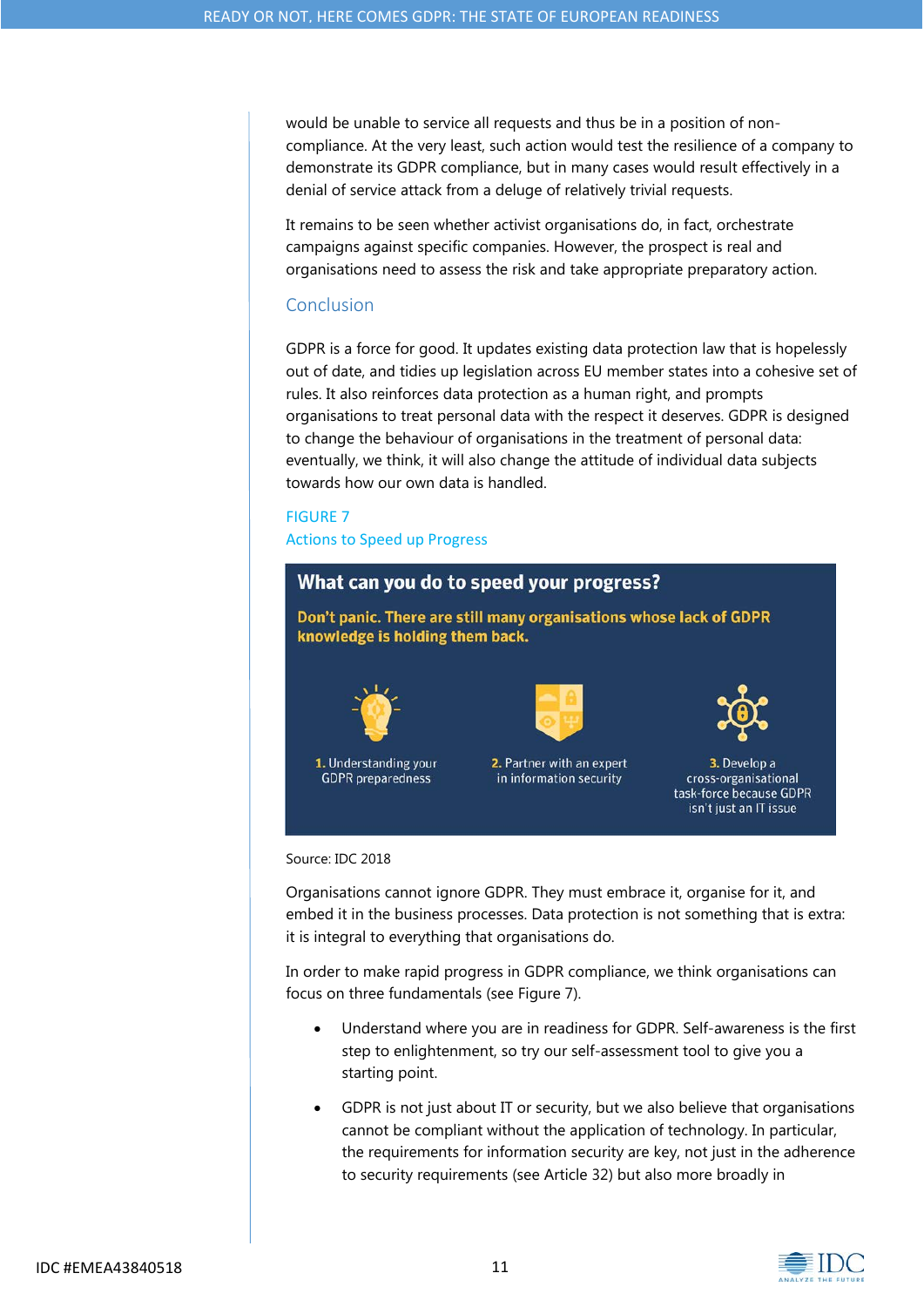would be unable to service all requests and thus be in a position of non-compliance. At the very least, such action would test the resilience of a company to demonstrate its GDPR compliance, but in many cases would result effectively in a denial of service attack from a deluge of relatively trivial requests.

It remains to be seen whether activist organisations do, in fact, orchestrate campaigns against specific companies. However, the prospect is real and organisations need to assess the risk and take appropriate preparatory action.

## Conclusion

GDPR is a force for good. It updates existing data protection law that is hopelessly out of date, and tidies up legislation across EU member states into a cohesive set of rules. It also reinforces data protection as a human right, and prompts organisations to treat personal data with the respect it deserves. GDPR is designed to change the behaviour of organisations in the treatment of personal data: eventually, we think, it will also change the attitude of individual data subjects towards how our own data is handled.

FIGURE 7

Actions to Speed up Progress

**What can you do to speed your progress?**

**Don't panic. There are still many organisations whose lack of GDPR knowledge is holding them back.**

1. Understanding your GDPR preparedness
2. Partner with an expert in information security
3. Develop a cross-organisational task-force because GDPR isn't just an IT issue

Source: IDC 2018

Organisations cannot ignore GDPR. They must embrace it, organise for it, and embed it in the business processes. Data protection is not something that is extra: it is integral to everything that organisations do.

In order to make rapid progress in GDPR compliance, we think organisations can focus on three fundamentals (see Figure 7).

- Understand where you are in readiness for GDPR. Self-awareness is the first step to enlightenment, so try our self-assessment tool to give you a starting point.
- GDPR is not just about IT or security, but we also believe that organisations cannot be compliant without the application of technology. In particular, the requirements for information security are key, not just in the adherence to security requirements (see Article 32) but also more broadly in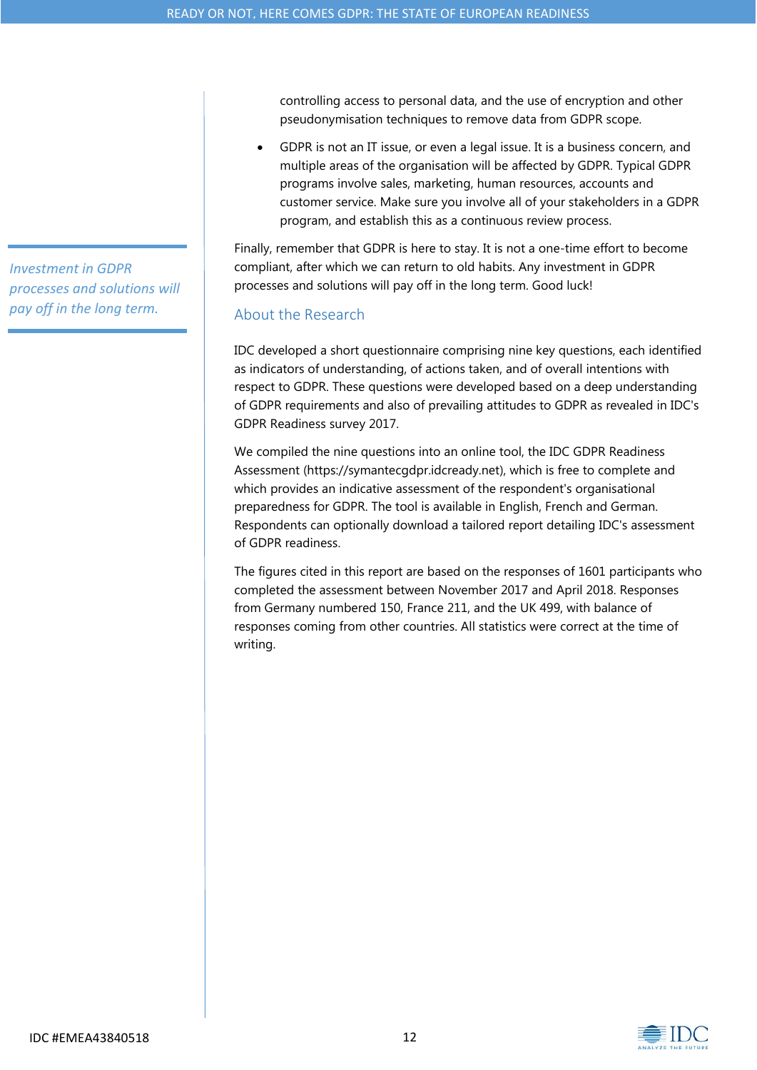controlling access to personal data, and the use of encryption and other pseudonymisation techniques to remove data from GDPR scope.

- GDPR is not an IT issue, or even a legal issue. It is a business concern, and multiple areas of the organisation will be affected by GDPR. Typical GDPR programs involve sales, marketing, human resources, accounts and customer service. Make sure you involve all of your stakeholders in a GDPR program, and establish this as a continuous review process.

*Investment in GDPR processes and solutions will pay off in the long term.*

Finally, remember that GDPR is here to stay. It is not a one-time effort to become compliant, after which we can return to old habits. Any investment in GDPR processes and solutions will pay off in the long term. Good luck!

## About the Research

IDC developed a short questionnaire comprising nine key questions, each identified as indicators of understanding, of actions taken, and of overall intentions with respect to GDPR. These questions were developed based on a deep understanding of GDPR requirements and also of prevailing attitudes to GDPR as revealed in IDC's GDPR Readiness survey 2017.

We compiled the nine questions into an online tool, the IDC GDPR Readiness Assessment (https://symantecgdpr.idcready.net), which is free to complete and which provides an indicative assessment of the respondent's organisational preparedness for GDPR. The tool is available in English, French and German. Respondents can optionally download a tailored report detailing IDC's assessment of GDPR readiness.

The figures cited in this report are based on the responses of 1601 participants who completed the assessment between November 2017 and April 2018. Responses from Germany numbered 150, France 211, and the UK 499, with balance of responses coming from other countries. All statistics were correct at the time of writing.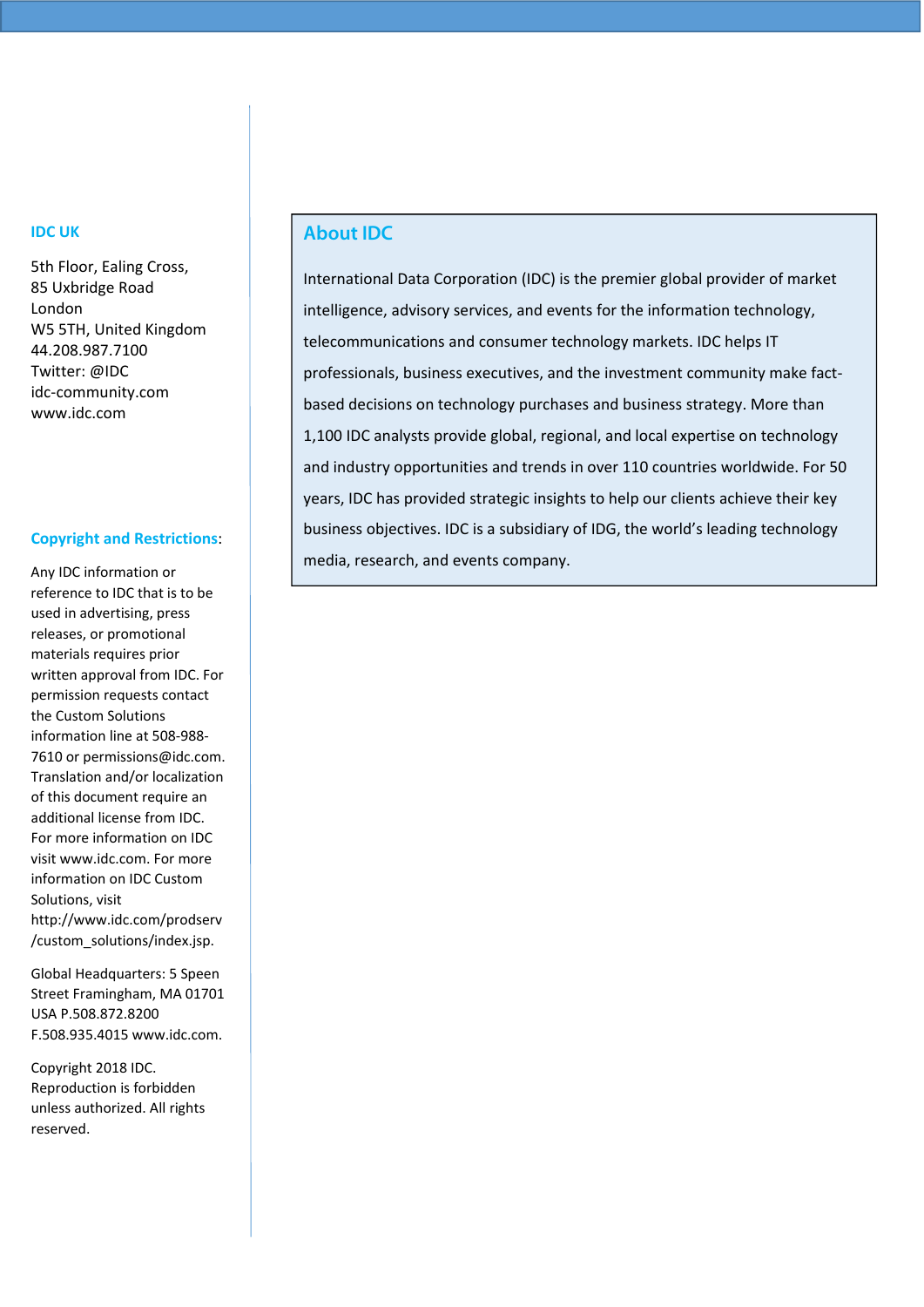## About IDC

International Data Corporation (IDC) is the premier global provider of market intelligence, advisory services, and events for the information technology, telecommunications and consumer technology markets. IDC helps IT professionals, business executives, and the investment community make fact-based decisions on technology purchases and business strategy. More than 1,100 IDC analysts provide global, regional, and local expertise on technology and industry opportunities and trends in over 110 countries worldwide. For 50 years, IDC has provided strategic insights to help our clients achieve their key business objectives. IDC is a subsidiary of IDG, the world's leading technology media, research, and events company.

### IDC UK

5th Floor, Ealing Cross,
85 Uxbridge Road
London
W5 5TH, United Kingdom
44.208.987.7100
Twitter: @IDC
idc-community.com
www.idc.com

### Copyright and Restrictions:

Any IDC information or reference to IDC that is to be used in advertising, press releases, or promotional materials requires prior written approval from IDC. For permission requests contact the Custom Solutions information line at 508-988-7610 or permissions@idc.com. Translation and/or localization of this document require an additional license from IDC. For more information on IDC visit www.idc.com. For more information on IDC Custom Solutions, visit http://www.idc.com/prodserv/custom_solutions/index.jsp.

Global Headquarters: 5 Speen Street Framingham, MA 01701 USA P.508.872.8200 F.508.935.4015 www.idc.com.

Copyright 2018 IDC. Reproduction is forbidden unless authorized. All rights reserved.